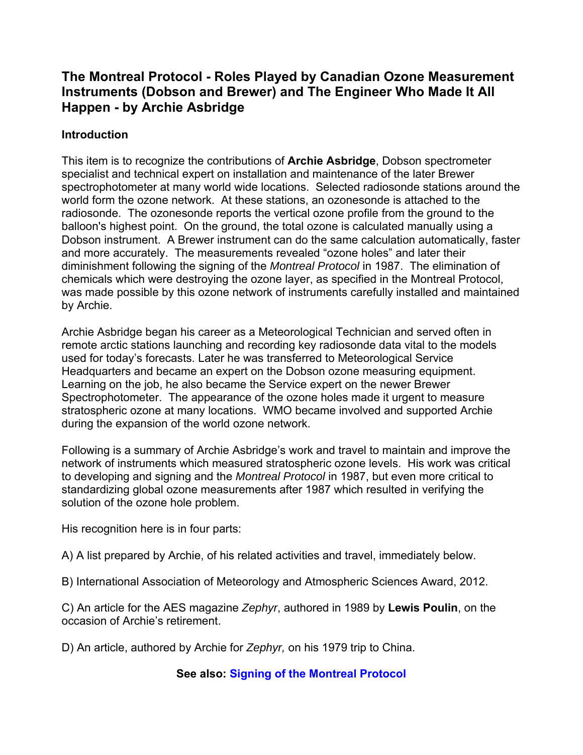# The Montreal Protocol - Roles Played by Canadian Ozone Measurement Instruments (Dobson and Brewer) and The Engineer Who Made It All Happen - by Archie Asbridge

## Introduction

This item is to recognize the contributions of **Archie Asbridge**, Dobson spectrometer specialist and technical expert on installation and maintenance of the later Brewer spectrophotometer at many world wide locations. Selected radiosonde stations around the world form the ozone network. At these stations, an ozonesonde is attached to the radiosonde. The ozonesonde reports the vertical ozone profile from the ground to the balloon's highest point. On the ground, the total ozone is calculated manually using a Dobson instrument. A Brewer instrument can do the same calculation automatically, faster and more accurately. The measurements revealed "ozone holes" and later their diminishment following the signing of the *Montreal Protocol* in 1987. The elimination of chemicals which were destroying the ozone layer, as specified in the Montreal Protocol, was made possible by this ozone network of instruments carefully installed and maintained by Archie.

Archie Asbridge began his career as a Meteorological Technician and served often in remote arctic stations launching and recording key radiosonde data vital to the models used for today's forecasts. Later he was transferred to Meteorological Service Headquarters and became an expert on the Dobson ozone measuring equipment. Learning on the job, he also became the Service expert on the newer Brewer Spectrophotometer. The appearance of the ozone holes made it urgent to measure stratospheric ozone at many locations. WMO became involved and supported Archie during the expansion of the world ozone network.

Following is a summary of Archie Asbridge's work and travel to maintain and improve the network of instruments which measured stratospheric ozone levels. His work was critical to developing and signing and the *Montreal Protocol* in 1987, but even more critical to standardizing global ozone measurements after 1987 which resulted in verifying the solution of the ozone hole problem.

His recognition here is in four parts:

A) A list prepared by Archie, of his related activities and travel, immediately below.

B) International Association of Meteorology and Atmospheric Sciences Award, 2012.

C) An article for the AES magazine *Zephyr*, authored in 1989 by **Lewis Poulin**, on the occasion of Archie's retirement.

D) An article, authored by Archie for *Zephyr,* on his 1979 trip to China.

**See also: Signing of the Montreal Protocol**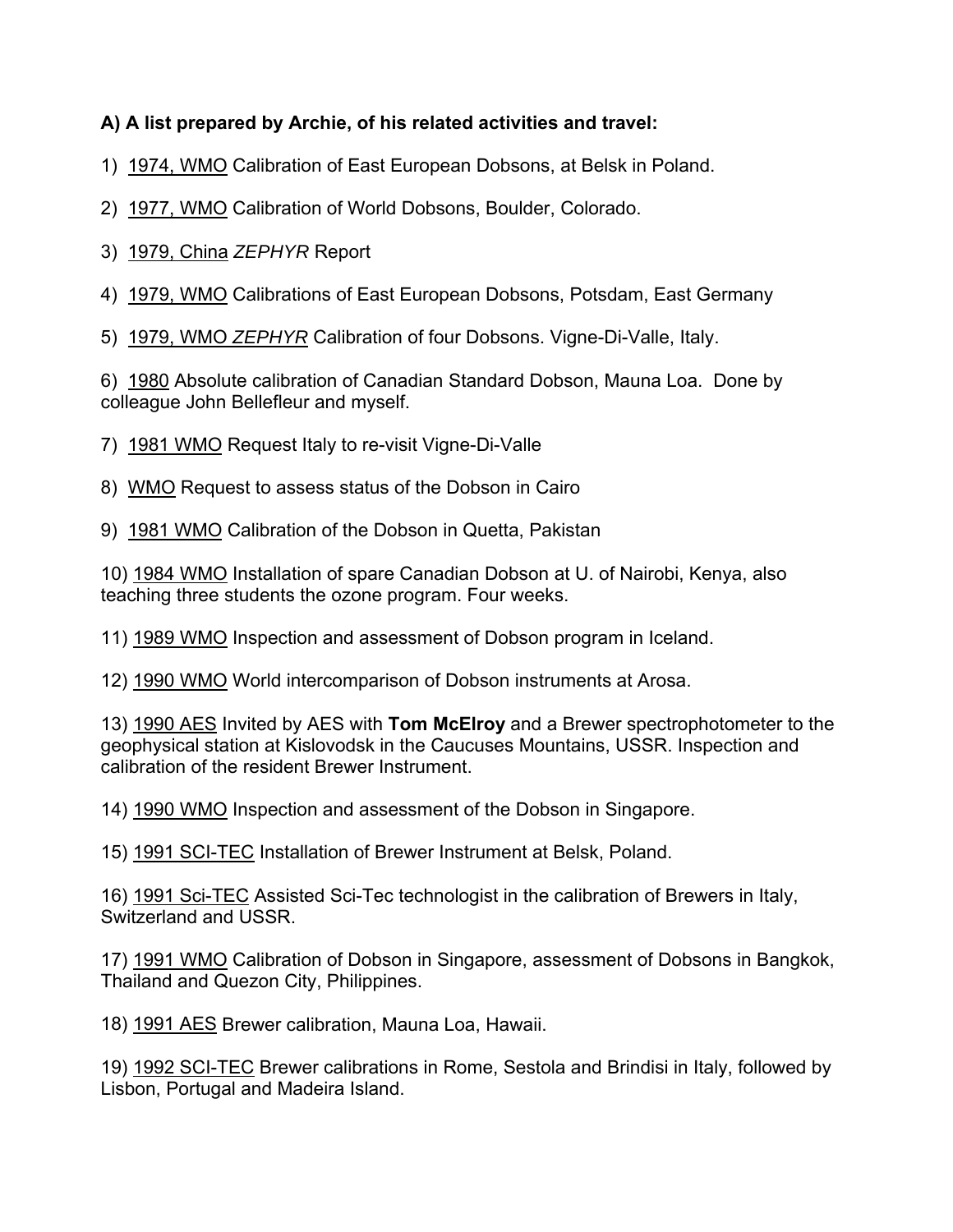**A) A list prepared by Archie, of his related activities and travel:**

1) 1974, WMO Calibration of East European Dobsons, at Belsk in Poland.

2) 1977, WMO Calibration of World Dobsons, Boulder, Colorado.

3) 1979, China *ZEPHYR* Report

4) 1979, WMO Calibrations of East European Dobsons, Potsdam, East Germany

5) 1979, WMO *ZEPHYR* Calibration of four Dobsons. Vigne-Di-Valle, Italy.

6) 1980 Absolute calibration of Canadian Standard Dobson, Mauna Loa. Done by colleague John Bellefleur and myself.

7) 1981 WMO Request Italy to re-visit Vigne-Di-Valle

8) WMO Request to assess status of the Dobson in Cairo

9) 1981 WMO Calibration of the Dobson in Quetta, Pakistan

10) 1984 WMO Installation of spare Canadian Dobson at U. of Nairobi, Kenya, also teaching three students the ozone program. Four weeks.

11) 1989 WMO Inspection and assessment of Dobson program in Iceland.

12) 1990 WMO World intercomparison of Dobson instruments at Arosa.

13) 1990 AES Invited by AES with **Tom McElroy** and a Brewer spectrophotometer to the geophysical station at Kislovodsk in the Caucuses Mountains, USSR. Inspection and calibration of the resident Brewer Instrument.

14) 1990 WMO Inspection and assessment of the Dobson in Singapore.

15) 1991 SCI-TEC Installation of Brewer Instrument at Belsk, Poland.

16) 1991 Sci-Tec Assisted Sci-Tec technologist in the calibration of Brewers in Italy, Switzerland and USSR.

17) 1991 WMO Calibration of Dobson in Singapore, assessment of Dobsons in Bangkok, Thailand and Quezon City, Philippines.

18) 1991 AES Brewer calibration, Mauna Loa, Hawaii.

19) 1992 SCI-TEC Brewer calibrations in Rome, Sestola and Brindisi in Italy, followed by Lisbon, Portugal and Madeira Island.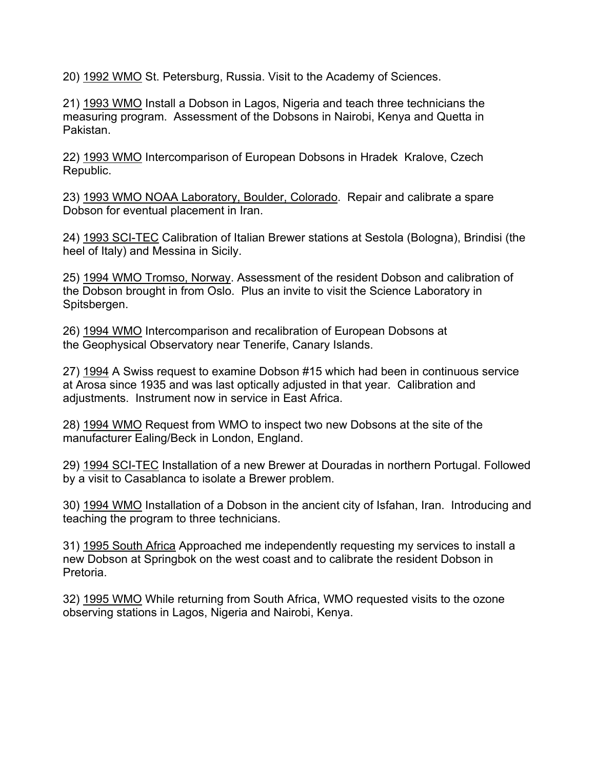20) <u>1992 WMO</u> St. Petersburg, Russia. Visit to the Academy of Sciences.

21) <u>1993 WMO</u> Install a Dobson in Lagos, Nigeria and teach three technicians the measuring program. Assessment of the Dobsons in Nairobi, Kenya and Quetta in Pakistan.

22) <u>1993 WMO</u> Intercomparison of European Dobsons in Hradek Kralove, Czech Republic.

23) <u>1993 WMO NOAA Laboratory, Boulder, Colorado</u>. Repair and calibrate a spare Dobson for eventual placement in Iran.

24) <u>1993 SCI-TEC</u> Calibration of Italian Brewer stations at Sestola (Bologna), Brindisi (the heel of Italy) and Messina in Sicily.

25) <u>1994 WMO Tromso, Norway</u>. Assessment of the resident Dobson and calibration of the Dobson brought in from Oslo. Plus an invite to visit the Science Laboratory in Spitsbergen.

26) <u>1994 WMO</u> Intercomparison and recalibration of European Dobsons at the Geophysical Observatory near Tenerife, Canary Islands.

27) <u>1994</u> A Swiss request to examine Dobson #15 which had been in continuous service at Arosa since 1935 and was last optically adjusted in that year. Calibration and adjustments. Instrument now in service in East Africa.

28) <u>1994 WMO</u> Request from WMO to inspect two new Dobsons at the site of the manufacturer Ealing/Beck in London, England.

29) <u>1994 SCI-TEC</u> Installation of a new Brewer at Douradas in northern Portugal. Followed by a visit to Casablanca to isolate a Brewer problem.

30) <u>1994 WMO</u> Installation of a Dobson in the ancient city of Isfahan, Iran. Introducing and teaching the program to three technicians.

31) <u>1995 South Africa</u> Approached me independently requesting my services to install a new Dobson at Springbok on the west coast and to calibrate the resident Dobson in Pretoria.

32) <u>1995 WMO</u> While returning from South Africa, WMO requested visits to the ozone observing stations in Lagos, Nigeria and Nairobi, Kenya.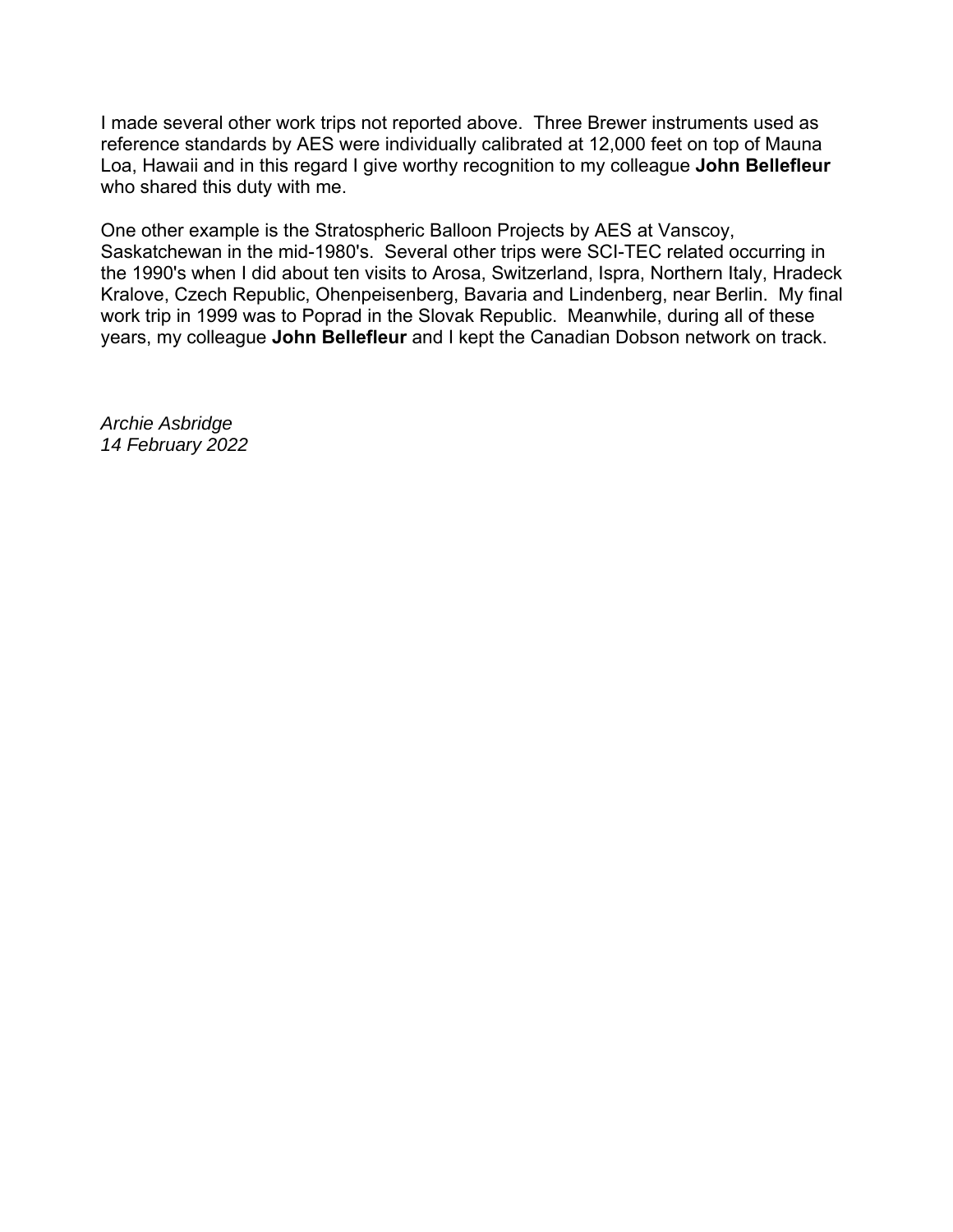I made several other work trips not reported above.  Three Brewer instruments used as reference standards by AES were individually calibrated at 12,000 feet on top of Mauna Loa, Hawaii and in this regard I give worthy recognition to my colleague **John Bellefleur** who shared this duty with me.

One other example is the Stratospheric Balloon Projects by AES at Vanscoy, Saskatchewan in the mid-1980's.  Several other trips were SCI-TEC related occurring in the 1990's when I did about ten visits to Arosa, Switzerland, Ispra, Northern Italy, Hradeck Kralove, Czech Republic, Ohenpeisenberg, Bavaria and Lindenberg, near Berlin.  My final work trip in 1999 was to Poprad in the Slovak Republic.  Meanwhile, during all of these years, my colleague **John Bellefleur** and I kept the Canadian Dobson network on track.

*Archie Asbridge*
*14 February 2022*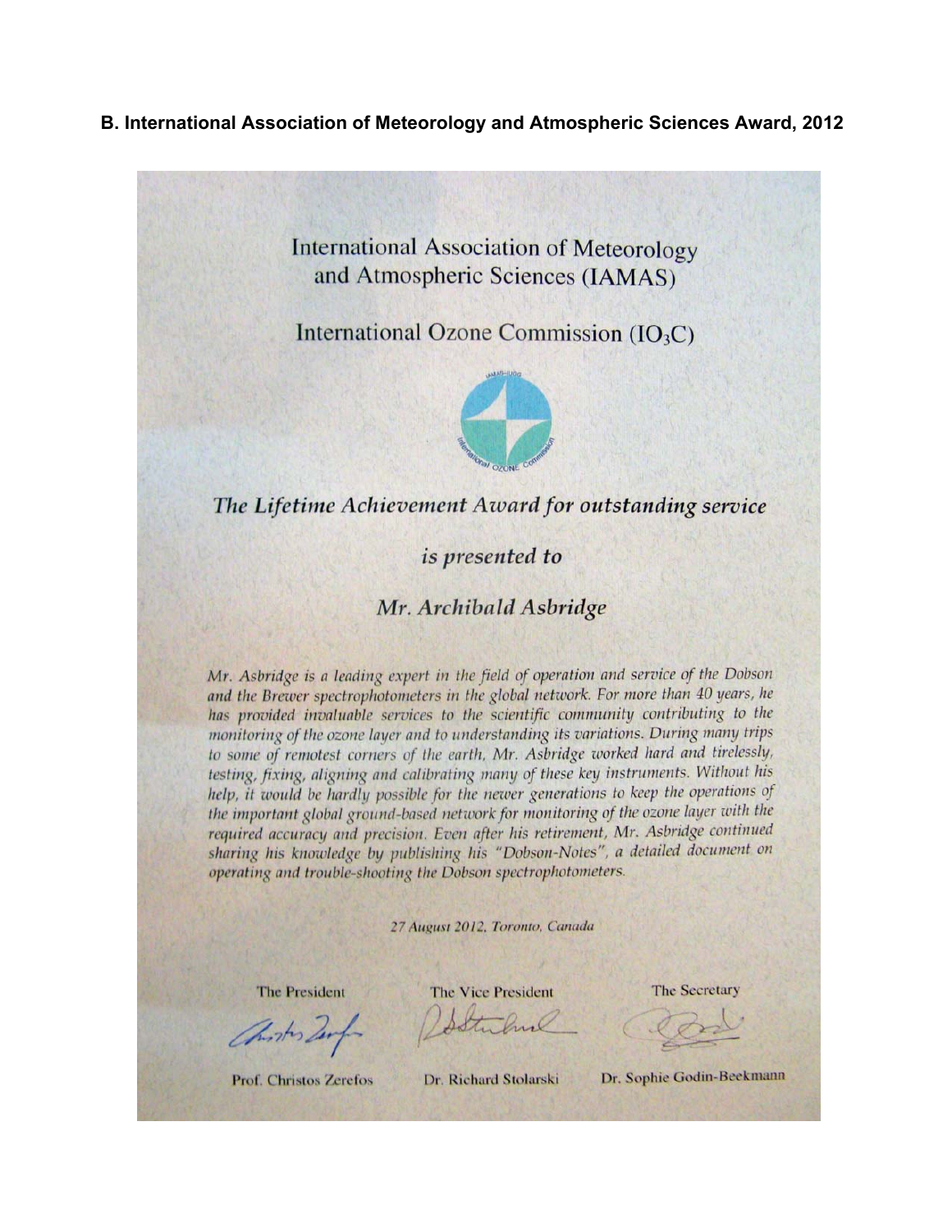**B. International Association of Meteorology and Atmospheric Sciences Award, 2012**

International Association of Meteorology and Atmospheric Sciences (IAMAS)

International Ozone Commission ($IO_3C$)

*The Lifetime Achievement Award for outstanding service*

*is presented to*

*Mr. Archibald Asbridge*

*Mr. Asbridge is a leading expert in the field of operation and service of the Dobson and the Brewer spectrophotometers in the global network. For more than 40 years, he has provided invaluable services to the scientific community contributing to the monitoring of the ozone layer and to understanding its variations. During many trips to some of remotest corners of the earth, Mr. Asbridge worked hard and tirelessly, testing, fixing, aligning and calibrating many of these key instruments. Without his help, it would be hardly possible for the newer generations to keep the operations of the important global ground-based network for monitoring of the ozone layer with the required accuracy and precision. Even after his retirement, Mr. Asbridge continued sharing his knowledge by publishing his "Dobson-Notes", a detailed document on operating and trouble-shooting the Dobson spectrophotometers.*

*27 August 2012, Toronto, Canada*

| The President | The Vice President | The Secretary |
|---|---|---|
| Prof. Christos Zerefos | Dr. Richard Stolarski | Dr. Sophie Godin-Beekmann |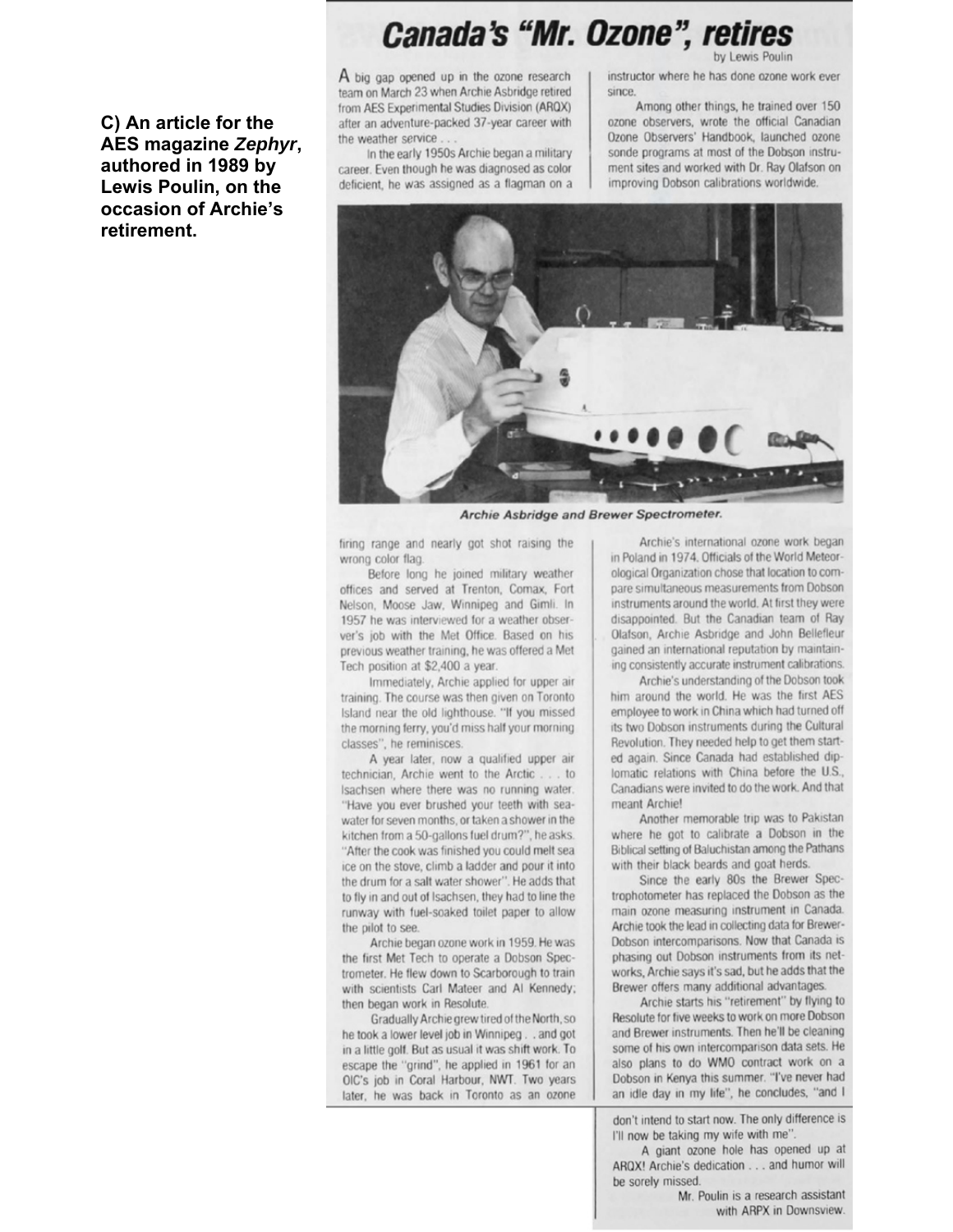**C) An article for the AES magazine *Zephyr*, authored in 1989 by Lewis Poulin, on the occasion of Archie's retirement.**

# Canada's "Mr. Ozone", retires

by Lewis Poulin

A big gap opened up in the ozone research team on March 23 when Archie Asbridge retired from AES Experimental Studies Division (ARQX) after an adventure-packed 37-year career with the weather service . . .

In the early 1950s Archie began a military career. Even though he was diagnosed as color deficient, he was assigned as a flagman on a firing range and nearly got shot raising the wrong color flag.

Before long he joined military weather offices and served at Trenton, Comax, Fort Nelson, Moose Jaw, Winnipeg and Gimli. In 1957 he was interviewed for a weather observer's job with the Met Office. Based on his previous weather training, he was offered a Met Tech position at $2,400 a year.

Immediately, Archie applied for upper air training. The course was then given on Toronto Island near the old lighthouse. "If you missed the morning ferry, you'd miss half your morning classes", he reminisces.

A year later, now a qualified upper air technician, Archie went to the Arctic . . . to Isachsen where there was no running water. "Have you ever brushed your teeth with seawater for seven months, or taken a shower in the kitchen from a 50-gallons fuel drum?", he asks. "After the cook was finished you could melt sea ice on the stove, climb a ladder and pour it into the drum for a salt water shower". He adds that to fly in and out of Isachsen, they had to line the runway with fuel-soaked toilet paper to allow the pilot to see.

Archie began ozone work in 1959. He was the first Met Tech to operate a Dobson Spectrometer. He flew down to Scarborough to train with scientists Carl Mateer and Al Kennedy; then began work in Resolute.

Gradually Archie grew tired of the North, so he took a lower level job in Winnipeg . . and got in a little golf. But as usual it was shift work. To escape the "grind", he applied in 1961 for an OIC's job in Coral Harbour, NWT. Two years later, he was back in Toronto as an ozone instructor where he has done ozone work ever since.

Among other things, he trained over 150 ozone observers, wrote the official Canadian Ozone Observers' Handbook, launched ozone sonde programs at most of the Dobson instrument sites and worked with Dr. Ray Olafson on improving Dobson calibrations worldwide.

*Archie Asbridge and Brewer Spectrometer.*

Archie's international ozone work began in Poland in 1974. Officials of the World Meteorological Organization chose that location to compare simultaneous measurements from Dobson instruments around the world. At first they were disappointed. But the Canadian team of Ray Olafson, Archie Asbridge and John Bellefleur gained an international reputation by maintaining consistently accurate instrument calibrations.

Archie's understanding of the Dobson took him around the world. He was the first AES employee to work in China which had turned off its two Dobson instruments during the Cultural Revolution. They needed help to get them started again. Since Canada had established diplomatic relations with China before the U.S., Canadians were invited to do the work. And that meant Archie!

Another memorable trip was to Pakistan where he got to calibrate a Dobson in the Biblical setting of Baluchistan among the Pathans with their black beards and goat herds.

Since the early 80s the Brewer Spectrophotometer has replaced the Dobson as the main ozone measuring instrument in Canada. Archie took the lead in collecting data for Brewer-Dobson intercomparisons. Now that Canada is phasing out Dobson instruments from its networks, Archie says it's sad, but he adds that the Brewer offers many additional advantages.

Archie starts his "retirement" by flying to Resolute for five weeks to work on more Dobson and Brewer instruments. Then he'll be cleaning some of his own intercomparison data sets. He also plans to do WMO contract work on a Dobson in Kenya this summer. "I've never had an idle day in my life", he concludes, "and I don't intend to start now. The only difference is I'll now be taking my wife with me".

A giant ozone hole has opened up at ARQX! Archie's dedication . . . and humor will be sorely missed.

*Mr. Poulin is a research assistant with ARPX in Downsview.*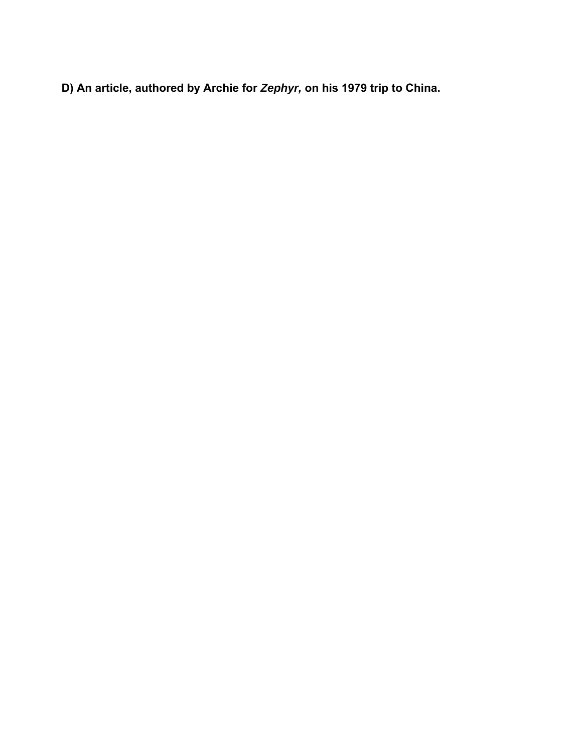**D) An article, authored by Archie for *Zephyr,* on his 1979 trip to China.**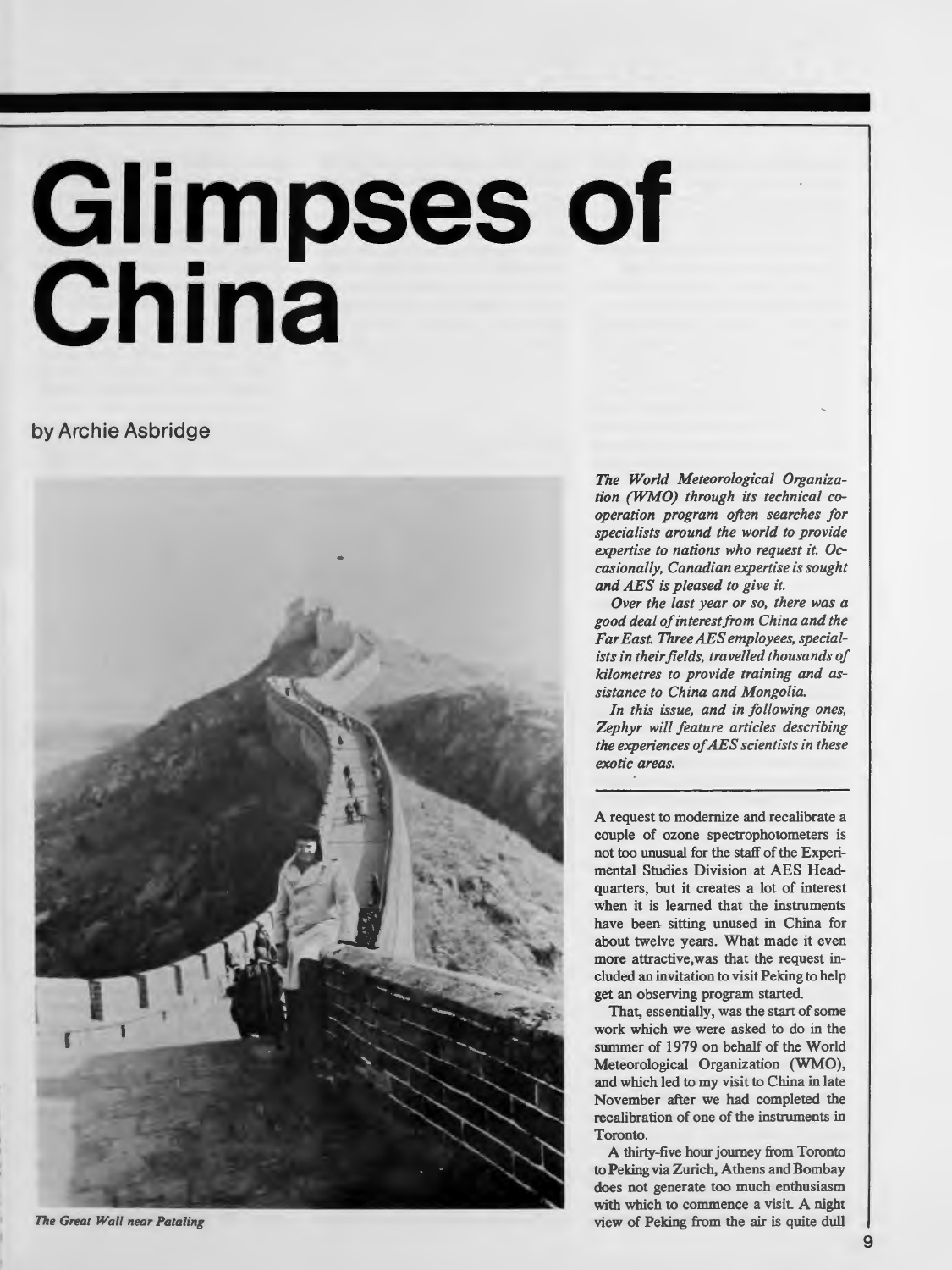# Glimpses of China

by Archie Asbridge

*The Great Wall near Pataling*

*The World Meteorological Organization (WMO) through its technical cooperation program often searches for specialists around the world to provide expertise to nations who request it. Occasionally, Canadian expertise is sought and AES is pleased to give it.*

*Over the last year or so, there was a good deal of interest from China and the Far East. Three AES employees, specialists in their fields, travelled thousands of kilometres to provide training and assistance to China and Mongolia.*

*In this issue, and in following ones, Zephyr will feature articles describing the experiences of AES scientists in these exotic areas.*

---

A request to modernize and recalibrate a couple of ozone spectrophotometers is not too unusual for the staff of the Experimental Studies Division at AES Headquarters, but it creates a lot of interest when it is learned that the instruments have been sitting unused in China for about twelve years. What made it even more attractive,was that the request included an invitation to visit Peking to help get an observing program started.

That, essentially, was the start of some work which we were asked to do in the summer of 1979 on behalf of the World Meteorological Organization (WMO), and which led to my visit to China in late November after we had completed the recalibration of one of the instruments in Toronto.

A thirty-five hour journey from Toronto to Peking via Zurich, Athens and Bombay does not generate too much enthusiasm with which to commence a visit. A night view of Peking from the air is quite dull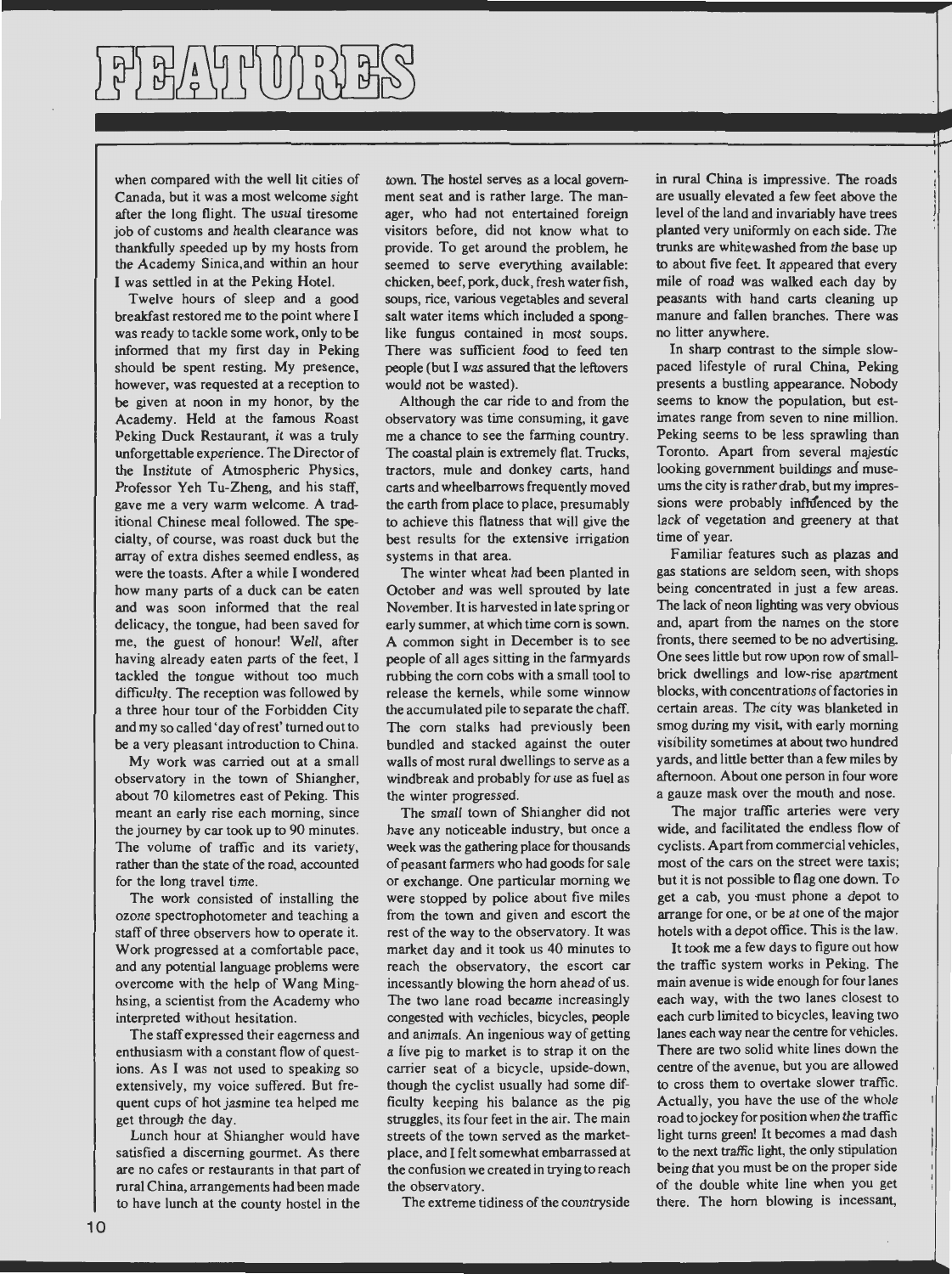# FEATURES

when compared with the well lit cities of Canada, but it was a most welcome sight after the long flight. The usual tiresome job of customs and health clearance was thankfully speeded up by my hosts from the Academy Sinica,and within an hour I was settled in at the Peking Hotel.

Twelve hours of sleep and a good breakfast restored me to the point where I was ready to tackle some work, only to be informed that my first day in Peking should be spent resting. My presence, however, was requested at a reception to be given at noon in my honor, by the Academy. Held at the famous Roast Peking Duck Restaurant, it was a truly unforgettable experience. The Director of the Institute of Atmospheric Physics, Professor Yeh Tu-Zheng, and his staff, gave me a very warm welcome. A traditional Chinese meal followed. The specialty, of course, was roast duck but the array of extra dishes seemed endless, as were the toasts. After a while I wondered how many parts of a duck can be eaten and was soon informed that the real delicacy, the tongue, had been saved for me, the guest of honour! Well, after having already eaten parts of the feet, I tackled the tongue without too much difficulty. The reception was followed by a three hour tour of the Forbidden City and my so called 'day of rest' turned out to be a very pleasant introduction to China.

My work was carried out at a small observatory in the town of Shiangher, about 70 kilometres east of Peking. This meant an early rise each morning, since the journey by car took up to 90 minutes. The volume of traffic and its variety, rather than the state of the road, accounted for the long travel time.

The work consisted of installing the ozone spectrophotometer and teaching a staff of three observers how to operate it. Work progressed at a comfortable pace, and any potential language problems were overcome with the help of Wang Minghsing, a scientist from the Academy who interpreted without hesitation.

The staff expressed their eagerness and enthusiasm with a constant flow of questions. As I was not used to speaking so extensively, my voice suffered. But frequent cups of hot jasmine tea helped me get through the day.

Lunch hour at Shiangher would have satisfied a discerning gourmet. As there are no cafes or restaurants in that part of rural China, arrangements had been made to have lunch at the county hostel in the town. The hostel serves as a local government seat and is rather large. The manager, who had not entertained foreign visitors before, did not know what to provide. To get around the problem, he seemed to serve everything available: chicken, beef, pork, duck, fresh water fish, soups, rice, various vegetables and several salt water items which included a sponglike fungus contained in most soups. There was sufficient food to feed ten people (but I was assured that the leftovers would not be wasted).

Although the car ride to and from the observatory was time consuming, it gave me a chance to see the farming country. The coastal plain is extremely flat. Trucks, tractors, mule and donkey carts, hand carts and wheelbarrows frequently moved the earth from place to place, presumably to achieve this flatness that will give the best results for the extensive irrigation systems in that area.

The winter wheat had been planted in October and was well sprouted by late November. It is harvested in late spring or early summer, at which time corn is sown. A common sight in December is to see people of all ages sitting in the farmyards rubbing the corn cobs with a small tool to release the kernels, while some winnow the accumulated pile to separate the chaff. The corn stalks had previously been bundled and stacked against the outer walls of most rural dwellings to serve as a windbreak and probably for use as fuel as the winter progressed.

The small town of Shiangher did not have any noticeable industry, but once a week was the gathering place for thousands of peasant farmers who had goods for sale or exchange. One particular morning we were stopped by police about five miles from the town and given and escort the rest of the way to the observatory. It was market day and it took us 40 minutes to reach the observatory, the escort car incessantly blowing the horn ahead of us. The two lane road became increasingly congested with vechicles, bicycles, people and animals. An ingenious way of getting a live pig to market is to strap it on the carrier seat of a bicycle, upside-down, though the cyclist usually had some difficulty keeping his balance as the pig struggles, its four feet in the air. The main streets of the town served as the marketplace, and I felt somewhat embarrassed at the confusion we created in trying to reach the observatory.

The extreme tidiness of the countryside in rural China is impressive. The roads are usually elevated a few feet above the level of the land and invariably have trees planted very uniformly on each side. The trunks are whitewashed from the base up to about five feet. It appeared that every mile of road was walked each day by peasants with hand carts cleaning up manure and fallen branches. There was no litter anywhere.

In sharp contrast to the simple slow-paced lifestyle of rural China, Peking presents a bustling appearance. Nobody seems to know the population, but estimates range from seven to nine million. Peking seems to be less sprawling than Toronto. Apart from several majestic looking government buildings and museums the city is rather drab, but my impressions were probably influenced by the lack of vegetation and greenery at that time of year.

Familiar features such as plazas and gas stations are seldom seen, with shops being concentrated in just a few areas. The lack of neon lighting was very obvious and, apart from the names on the store fronts, there seemed to be no advertising. One sees little but row upon row of small-brick dwellings and low-rise apartment blocks, with concentrations of factories in certain areas. The city was blanketed in smog during my visit, with early morning visibility sometimes at about two hundred yards, and little better than a few miles by afternoon. About one person in four wore a gauze mask over the mouth and nose.

The major traffic arteries were very wide, and facilitated the endless flow of cyclists. Apart from commercial vehicles, most of the cars on the street were taxis; but it is not possible to flag one down. To get a cab, you must phone a depot to arrange for one, or be at one of the major hotels with a depot office. This is the law.

It took me a few days to figure out how the traffic system works in Peking. The main avenue is wide enough for four lanes each way, with the two lanes closest to each curb limited to bicycles, leaving two lanes each way near the centre for vehicles. There are two solid white lines down the centre of the avenue, but you are allowed to cross them to overtake slower traffic. Actually, you have the use of the whole road to jockey for position when the traffic light turns green! It becomes a mad dash to the next traffic light, the only stipulation being that you must be on the proper side of the double white line when you get there. The horn blowing is incessant,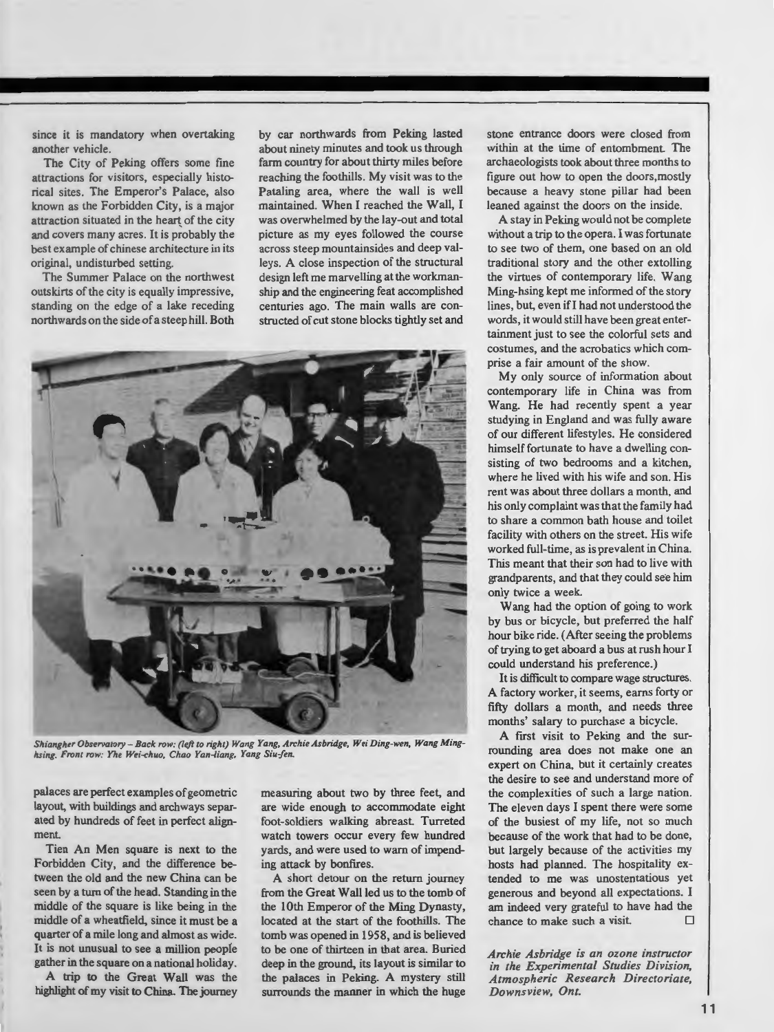since it is mandatory when overtaking another vehicle.

The City of Peking offers some fine attractions for visitors, especially historical sites. The Emperor's Palace, also known as the Forbidden City, is a major attraction situated in the heart of the city and covers many acres. It is probably the best example of chinese architecture in its original, undisturbed setting.

The Summer Palace on the northwest outskirts of the city is equally impressive, standing on the edge of a lake receding northwards on the side of a steep hill. Both palaces are perfect examples of geometric layout, with buildings and archways separated by hundreds of feet in perfect alignment.

Tien An Men square is next to the Forbidden City, and the difference between the old and the new China can be seen by a turn of the head. Standing in the middle of the square is like being in the middle of a wheatfield, since it must be a quarter of a mile long and almost as wide. It is not unusual to see a million people gather in the square on a national holiday.

A trip to the Great Wall was the highlight of my visit to China. The journey by car northwards from Peking lasted about ninety minutes and took us through farm country for about thirty miles before reaching the foothills. My visit was to the Pataling area, where the wall is well maintained. When I reached the Wall, I was overwhelmed by the lay-out and total picture as my eyes followed the course across steep mountainsides and deep valleys. A close inspection of the structural design left me marvelling at the workmanship and the engineering feat accomplished centuries ago. The main walls are constructed of cut stone blocks tightly set and measuring about two by three feet, and are wide enough to accommodate eight foot-soldiers walking abreast. Turreted watch towers occur every few hundred yards, and were used to warn of impending attack by bonfires.

A short detour on the return journey from the Great Wall led us to the tomb of the 10th Emperor of the Ming Dynasty, located at the start of the foothills. The tomb was opened in 1958, and is believed to be one of thirteen in that area. Buried deep in the ground, its layout is similar to the palaces in Peking. A mystery still surrounds the manner in which the huge stone entrance doors were closed from within at the time of entombment. The archaeologists took about three months to figure out how to open the doors, mostly because a heavy stone pillar had been leaned against the doors on the inside.

*Shiangher Observatory – Back row: (left to right) Wang Yang, Archie Asbridge, Wei Ding-wen, Wang Ming-hsing. Front row: Yhe Wei-chuo, Chao Yan-liang, Yang Siu-fen.*

A stay in Peking would not be complete without a trip to the opera. I was fortunate to see two of them, one based on an old traditional story and the other extolling the virtues of contemporary life. Wang Ming-hsing kept me informed of the story lines, but, even if I had not understood the words, it would still have been great entertainment just to see the colorful sets and costumes, and the acrobatics which comprise a fair amount of the show.

My only source of information about contemporary life in China was from Wang. He had recently spent a year studying in England and was fully aware of our different lifestyles. He considered himself fortunate to have a dwelling consisting of two bedrooms and a kitchen, where he lived with his wife and son. His rent was about three dollars a month, and his only complaint was that the family had to share a common bath house and toilet facility with others on the street. His wife worked full-time, as is prevalent in China. This meant that their son had to live with grandparents, and that they could see him only twice a week.

Wang had the option of going to work by bus or bicycle, but preferred the half hour bike ride. (After seeing the problems of trying to get aboard a bus at rush hour I could understand his preference.)

It is difficult to compare wage structures. A factory worker, it seems, earns forty or fifty dollars a month, and needs three months' salary to purchase a bicycle.

A first visit to Peking and the surrounding area does not make one an expert on China, but it certainly creates the desire to see and understand more of the complexities of such a large nation. The eleven days I spent there were some of the busiest of my life, not so much because of the work that had to be done, but largely because of the activities my hosts had planned. The hospitality extended to me was unostentatious yet generous and beyond all expectations. I am indeed very grateful to have had the chance to make such a visit. □

*Archie Asbridge is an ozone instructor in the Experimental Studies Division, Atmospheric Research Directoriate, Downsview, Ont.*